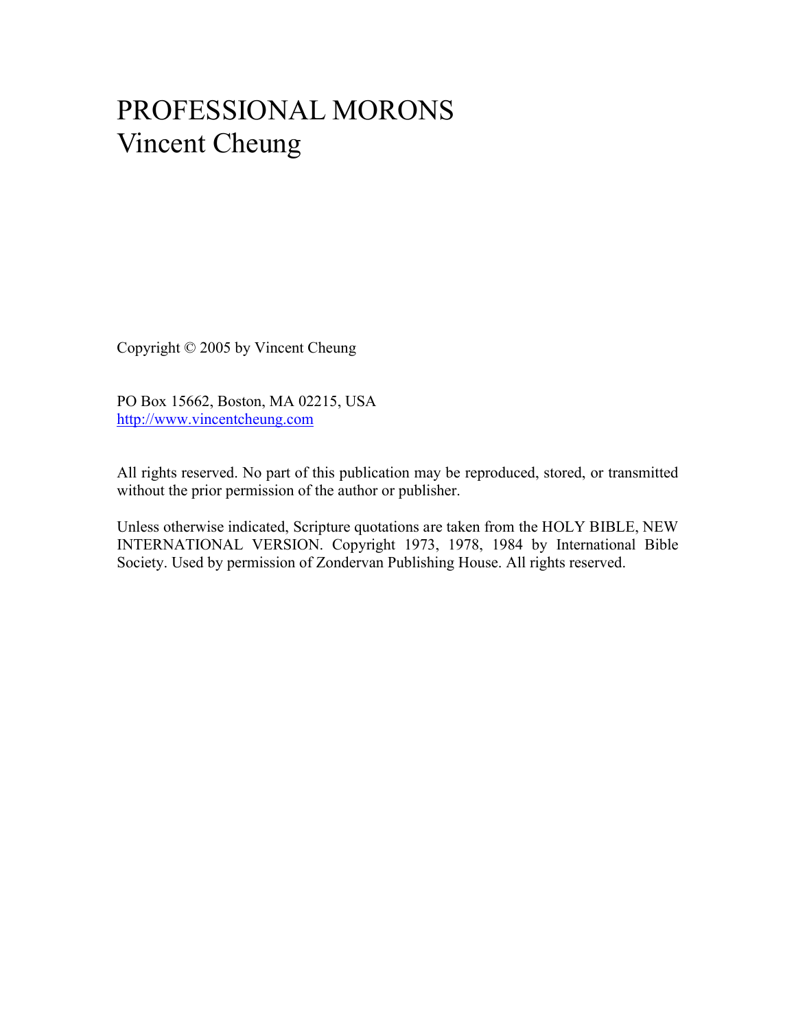# PROFESSIONAL MORONS
Vincent Cheung

Copyright © 2005 by Vincent Cheung

PO Box 15662, Boston, MA 02215, USA
http://www.vincentcheung.com

All rights reserved. No part of this publication may be reproduced, stored, or transmitted without the prior permission of the author or publisher.

Unless otherwise indicated, Scripture quotations are taken from the HOLY BIBLE, NEW INTERNATIONAL VERSION. Copyright 1973, 1978, 1984 by International Bible Society. Used by permission of Zondervan Publishing House. All rights reserved.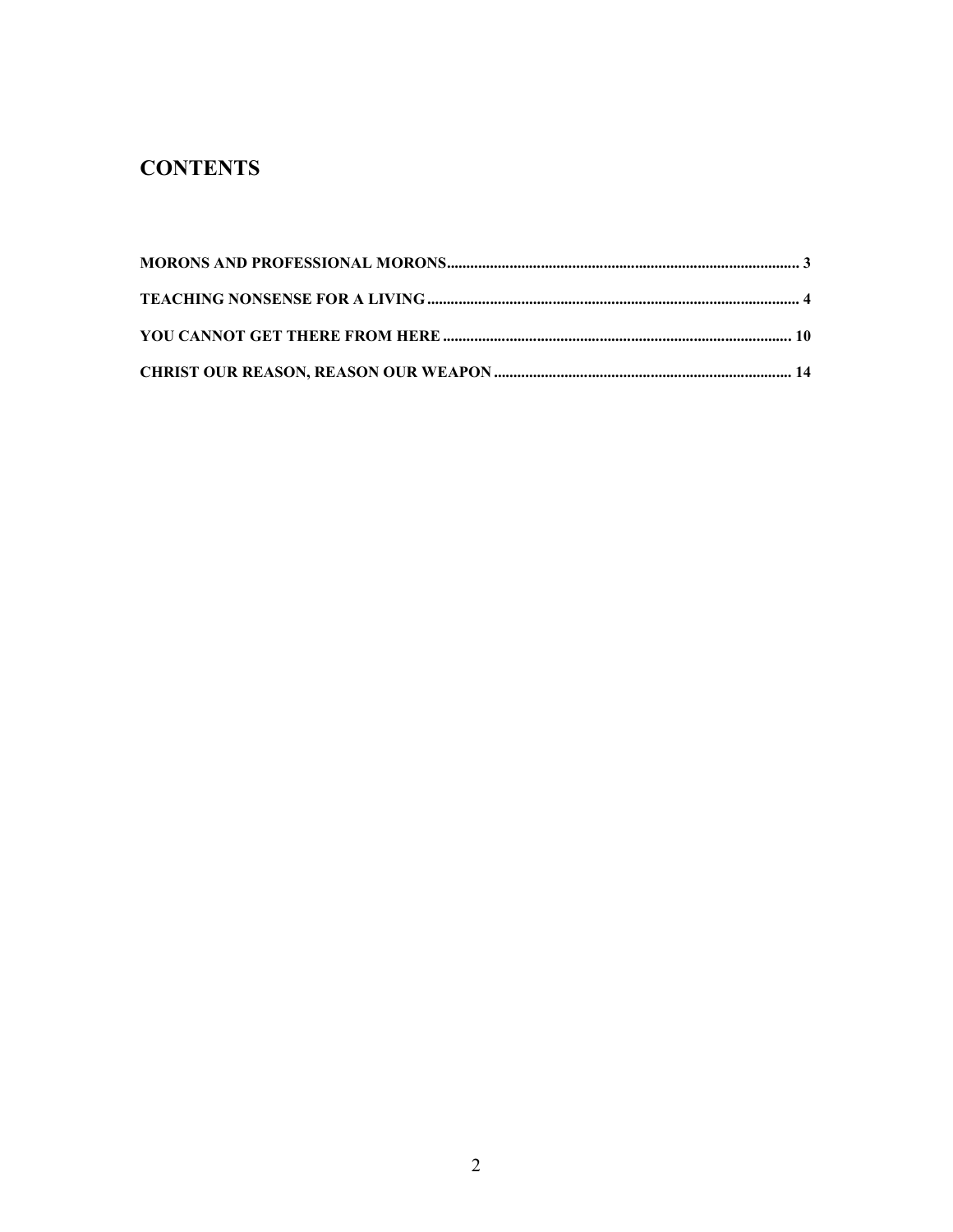# CONTENTS

**MORONS AND PROFESSIONAL MORONS** .......... 3

**TEACHING NONSENSE FOR A LIVING** .......... 4

**YOU CANNOT GET THERE FROM HERE** .......... 10

**CHRIST OUR REASON, REASON OUR WEAPON** .......... 14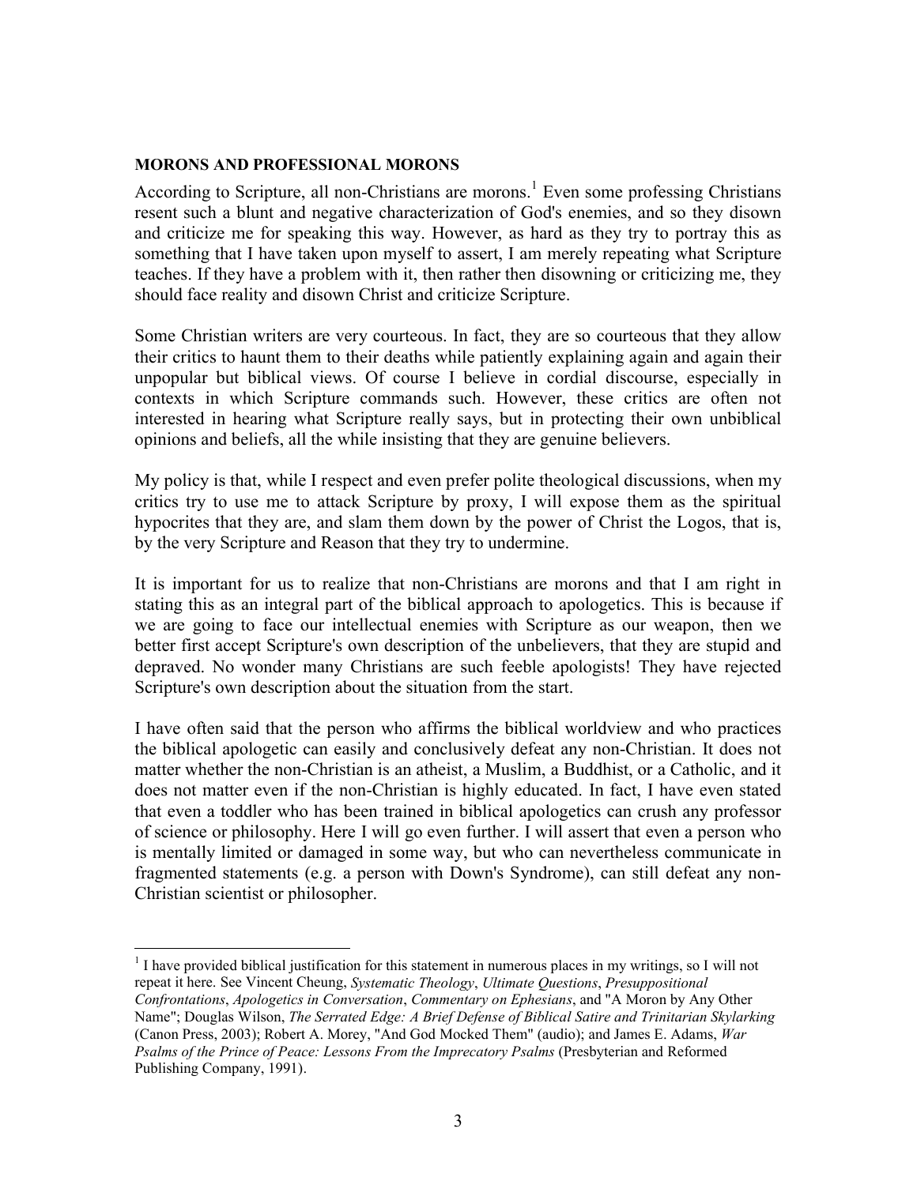**MORONS AND PROFESSIONAL MORONS**

According to Scripture, all non-Christians are morons.[1] Even some professing Christians resent such a blunt and negative characterization of God's enemies, and so they disown and criticize me for speaking this way. However, as hard as they try to portray this as something that I have taken upon myself to assert, I am merely repeating what Scripture teaches. If they have a problem with it, then rather then disowning or criticizing me, they should face reality and disown Christ and criticize Scripture.

Some Christian writers are very courteous. In fact, they are so courteous that they allow their critics to haunt them to their deaths while patiently explaining again and again their unpopular but biblical views. Of course I believe in cordial discourse, especially in contexts in which Scripture commands such. However, these critics are often not interested in hearing what Scripture really says, but in protecting their own unbiblical opinions and beliefs, all the while insisting that they are genuine believers.

My policy is that, while I respect and even prefer polite theological discussions, when my critics try to use me to attack Scripture by proxy, I will expose them as the spiritual hypocrites that they are, and slam them down by the power of Christ the Logos, that is, by the very Scripture and Reason that they try to undermine.

It is important for us to realize that non-Christians are morons and that I am right in stating this as an integral part of the biblical approach to apologetics. This is because if we are going to face our intellectual enemies with Scripture as our weapon, then we better first accept Scripture's own description of the unbelievers, that they are stupid and depraved. No wonder many Christians are such feeble apologists! They have rejected Scripture's own description about the situation from the start.

I have often said that the person who affirms the biblical worldview and who practices the biblical apologetic can easily and conclusively defeat any non-Christian. It does not matter whether the non-Christian is an atheist, a Muslim, a Buddhist, or a Catholic, and it does not matter even if the non-Christian is highly educated. In fact, I have even stated that even a toddler who has been trained in biblical apologetics can crush any professor of science or philosophy. Here I will go even further. I will assert that even a person who is mentally limited or damaged in some way, but who can nevertheless communicate in fragmented statements (e.g. a person with Down's Syndrome), can still defeat any non-Christian scientist or philosopher.

---

[1] I have provided biblical justification for this statement in numerous places in my writings, so I will not repeat it here. See Vincent Cheung, *Systematic Theology*, *Ultimate Questions*, *Presuppositional Confrontations*, *Apologetics in Conversation*, *Commentary on Ephesians*, and "A Moron by Any Other Name"; Douglas Wilson, *The Serrated Edge: A Brief Defense of Biblical Satire and Trinitarian Skylarking* (Canon Press, 2003); Robert A. Morey, "And God Mocked Them" (audio); and James E. Adams, *War Psalms of the Prince of Peace: Lessons From the Imprecatory Psalms* (Presbyterian and Reformed Publishing Company, 1991).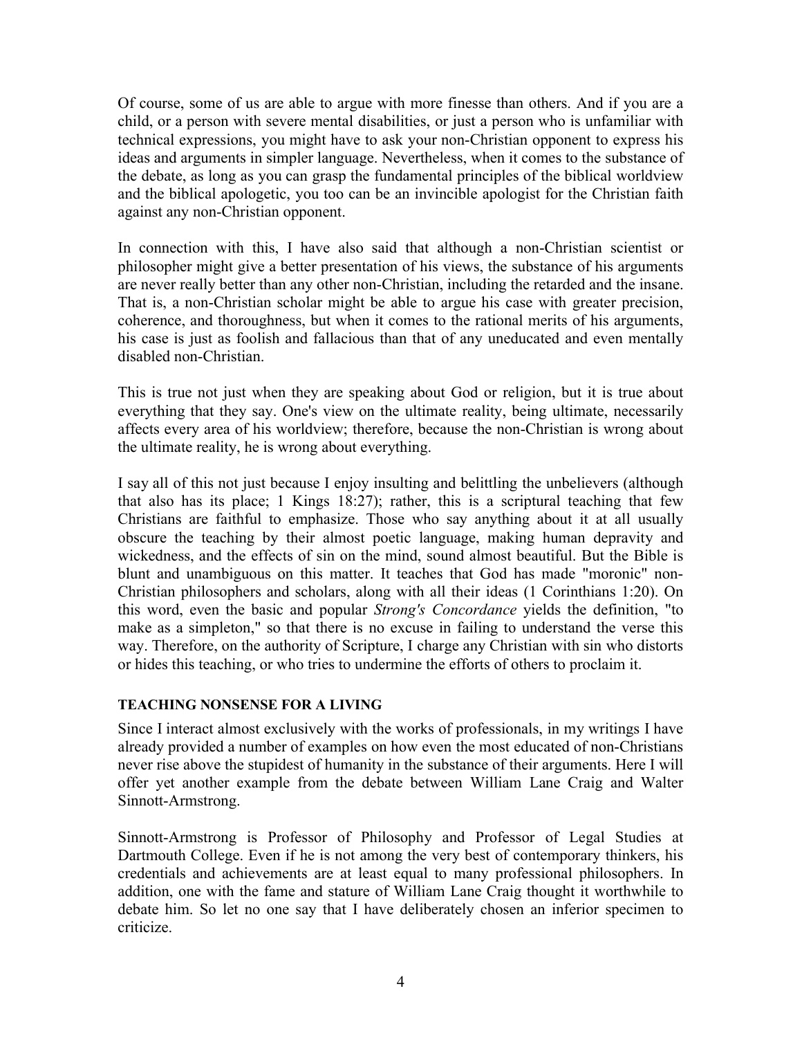Of course, some of us are able to argue with more finesse than others. And if you are a child, or a person with severe mental disabilities, or just a person who is unfamiliar with technical expressions, you might have to ask your non-Christian opponent to express his ideas and arguments in simpler language. Nevertheless, when it comes to the substance of the debate, as long as you can grasp the fundamental principles of the biblical worldview and the biblical apologetic, you too can be an invincible apologist for the Christian faith against any non-Christian opponent.

In connection with this, I have also said that although a non-Christian scientist or philosopher might give a better presentation of his views, the substance of his arguments are never really better than any other non-Christian, including the retarded and the insane. That is, a non-Christian scholar might be able to argue his case with greater precision, coherence, and thoroughness, but when it comes to the rational merits of his arguments, his case is just as foolish and fallacious than that of any uneducated and even mentally disabled non-Christian.

This is true not just when they are speaking about God or religion, but it is true about everything that they say. One's view on the ultimate reality, being ultimate, necessarily affects every area of his worldview; therefore, because the non-Christian is wrong about the ultimate reality, he is wrong about everything.

I say all of this not just because I enjoy insulting and belittling the unbelievers (although that also has its place; 1 Kings 18:27); rather, this is a scriptural teaching that few Christians are faithful to emphasize. Those who say anything about it at all usually obscure the teaching by their almost poetic language, making human depravity and wickedness, and the effects of sin on the mind, sound almost beautiful. But the Bible is blunt and unambiguous on this matter. It teaches that God has made "moronic" non-Christian philosophers and scholars, along with all their ideas (1 Corinthians 1:20). On this word, even the basic and popular *Strong's Concordance* yields the definition, "to make as a simpleton," so that there is no excuse in failing to understand the verse this way. Therefore, on the authority of Scripture, I charge any Christian with sin who distorts or hides this teaching, or who tries to undermine the efforts of others to proclaim it.

### TEACHING NONSENSE FOR A LIVING

Since I interact almost exclusively with the works of professionals, in my writings I have already provided a number of examples on how even the most educated of non-Christians never rise above the stupidest of humanity in the substance of their arguments. Here I will offer yet another example from the debate between William Lane Craig and Walter Sinnott-Armstrong.

Sinnott-Armstrong is Professor of Philosophy and Professor of Legal Studies at Dartmouth College. Even if he is not among the very best of contemporary thinkers, his credentials and achievements are at least equal to many professional philosophers. In addition, one with the fame and stature of William Lane Craig thought it worthwhile to debate him. So let no one say that I have deliberately chosen an inferior specimen to criticize.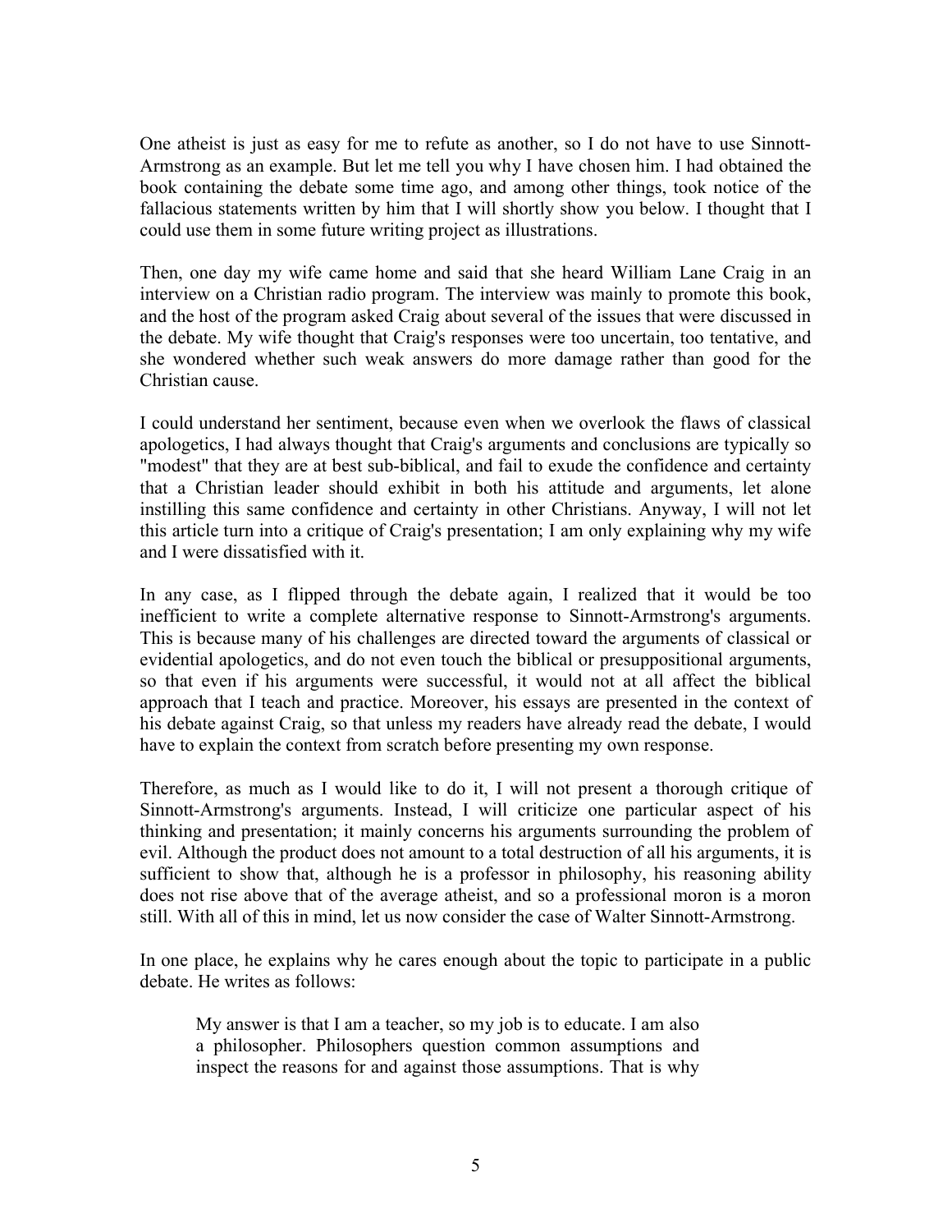One atheist is just as easy for me to refute as another, so I do not have to use Sinnott-Armstrong as an example. But let me tell you why I have chosen him. I had obtained the book containing the debate some time ago, and among other things, took notice of the fallacious statements written by him that I will shortly show you below. I thought that I could use them in some future writing project as illustrations.

Then, one day my wife came home and said that she heard William Lane Craig in an interview on a Christian radio program. The interview was mainly to promote this book, and the host of the program asked Craig about several of the issues that were discussed in the debate. My wife thought that Craig's responses were too uncertain, too tentative, and she wondered whether such weak answers do more damage rather than good for the Christian cause.

I could understand her sentiment, because even when we overlook the flaws of classical apologetics, I had always thought that Craig's arguments and conclusions are typically so "modest" that they are at best sub-biblical, and fail to exude the confidence and certainty that a Christian leader should exhibit in both his attitude and arguments, let alone instilling this same confidence and certainty in other Christians. Anyway, I will not let this article turn into a critique of Craig's presentation; I am only explaining why my wife and I were dissatisfied with it.

In any case, as I flipped through the debate again, I realized that it would be too inefficient to write a complete alternative response to Sinnott-Armstrong's arguments. This is because many of his challenges are directed toward the arguments of classical or evidential apologetics, and do not even touch the biblical or presuppositional arguments, so that even if his arguments were successful, it would not at all affect the biblical approach that I teach and practice. Moreover, his essays are presented in the context of his debate against Craig, so that unless my readers have already read the debate, I would have to explain the context from scratch before presenting my own response.

Therefore, as much as I would like to do it, I will not present a thorough critique of Sinnott-Armstrong's arguments. Instead, I will criticize one particular aspect of his thinking and presentation; it mainly concerns his arguments surrounding the problem of evil. Although the product does not amount to a total destruction of all his arguments, it is sufficient to show that, although he is a professor in philosophy, his reasoning ability does not rise above that of the average atheist, and so a professional moron is a moron still. With all of this in mind, let us now consider the case of Walter Sinnott-Armstrong.

In one place, he explains why he cares enough about the topic to participate in a public debate. He writes as follows:

> My answer is that I am a teacher, so my job is to educate. I am also a philosopher. Philosophers question common assumptions and inspect the reasons for and against those assumptions. That is why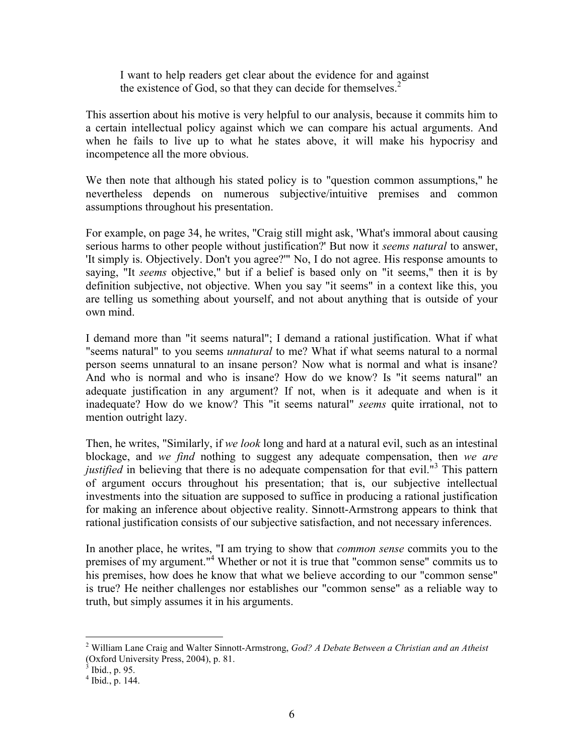> I want to help readers get clear about the evidence for and against the existence of God, so that they can decide for themselves.[2]

This assertion about his motive is very helpful to our analysis, because it commits him to a certain intellectual policy against which we can compare his actual arguments. And when he fails to live up to what he states above, it will make his hypocrisy and incompetence all the more obvious.

We then note that although his stated policy is to "question common assumptions," he nevertheless depends on numerous subjective/intuitive premises and common assumptions throughout his presentation.

For example, on page 34, he writes, "Craig still might ask, 'What's immoral about causing serious harms to other people without justification?' But now it *seems natural* to answer, 'It simply is. Objectively. Don't you agree?'" No, I do not agree. His response amounts to saying, "It *seems* objective," but if a belief is based only on "it seems," then it is by definition subjective, not objective. When you say "it seems" in a context like this, you are telling us something about yourself, and not about anything that is outside of your own mind.

I demand more than "it seems natural"; I demand a rational justification. What if what "seems natural" to you seems *unnatural* to me? What if what seems natural to a normal person seems unnatural to an insane person? Now what is normal and what is insane? And who is normal and who is insane? How do we know? Is "it seems natural" an adequate justification in any argument? If not, when is it adequate and when is it inadequate? How do we know? This "it seems natural" *seems* quite irrational, not to mention outright lazy.

Then, he writes, "Similarly, if *we look* long and hard at a natural evil, such as an intestinal blockage, and *we find* nothing to suggest any adequate compensation, then *we are justified* in believing that there is no adequate compensation for that evil."[3] This pattern of argument occurs throughout his presentation; that is, our subjective intellectual investments into the situation are supposed to suffice in producing a rational justification for making an inference about objective reality. Sinnott-Armstrong appears to think that rational justification consists of our subjective satisfaction, and not necessary inferences.

In another place, he writes, "I am trying to show that *common sense* commits you to the premises of my argument."[4] Whether or not it is true that "common sense" commits us to his premises, how does he know that what we believe according to our "common sense" is true? He neither challenges nor establishes our "common sense" as a reliable way to truth, but simply assumes it in his arguments.

---

[2] William Lane Craig and Walter Sinnott-Armstrong, *God? A Debate Between a Christian and an Atheist* (Oxford University Press, 2004), p. 81.

[3] Ibid., p. 95.

[4] Ibid., p. 144.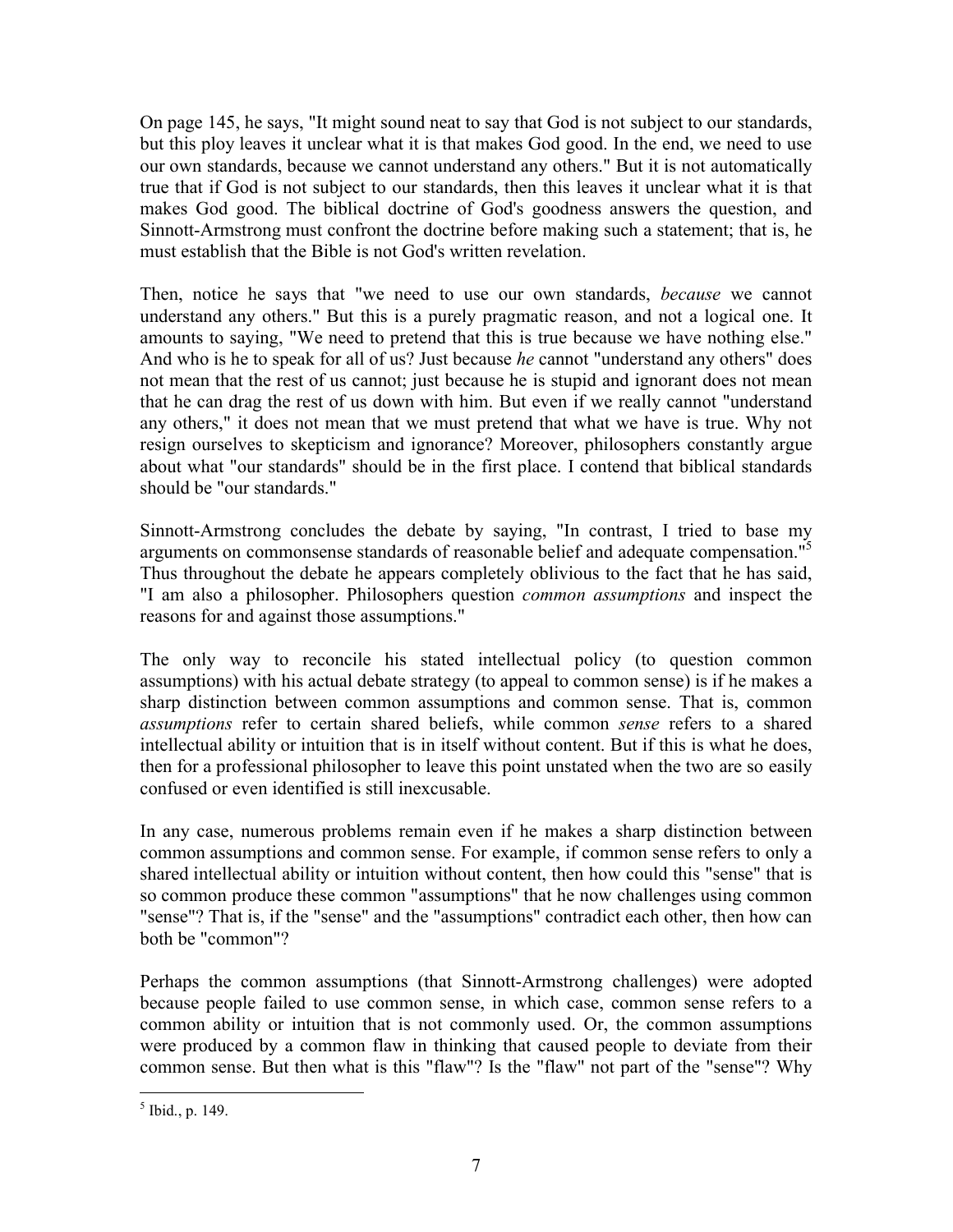On page 145, he says, "It might sound neat to say that God is not subject to our standards, but this ploy leaves it unclear what it is that makes God good. In the end, we need to use our own standards, because we cannot understand any others." But it is not automatically true that if God is not subject to our standards, then this leaves it unclear what it is that makes God good. The biblical doctrine of God's goodness answers the question, and Sinnott-Armstrong must confront the doctrine before making such a statement; that is, he must establish that the Bible is not God's written revelation.

Then, notice he says that "we need to use our own standards, *because* we cannot understand any others." But this is a purely pragmatic reason, and not a logical one. It amounts to saying, "We need to pretend that this is true because we have nothing else." And who is he to speak for all of us? Just because *he* cannot "understand any others" does not mean that the rest of us cannot; just because he is stupid and ignorant does not mean that he can drag the rest of us down with him. But even if we really cannot "understand any others," it does not mean that we must pretend that what we have is true. Why not resign ourselves to skepticism and ignorance? Moreover, philosophers constantly argue about what "our standards" should be in the first place. I contend that biblical standards should be "our standards."

Sinnott-Armstrong concludes the debate by saying, "In contrast, I tried to base my arguments on commonsense standards of reasonable belief and adequate compensation."[5] Thus throughout the debate he appears completely oblivious to the fact that he has said, "I am also a philosopher. Philosophers question *common assumptions* and inspect the reasons for and against those assumptions."

The only way to reconcile his stated intellectual policy (to question common assumptions) with his actual debate strategy (to appeal to common sense) is if he makes a sharp distinction between common assumptions and common sense. That is, common *assumptions* refer to certain shared beliefs, while common *sense* refers to a shared intellectual ability or intuition that is in itself without content. But if this is what he does, then for a professional philosopher to leave this point unstated when the two are so easily confused or even identified is still inexcusable.

In any case, numerous problems remain even if he makes a sharp distinction between common assumptions and common sense. For example, if common sense refers to only a shared intellectual ability or intuition without content, then how could this "sense" that is so common produce these common "assumptions" that he now challenges using common "sense"? That is, if the "sense" and the "assumptions" contradict each other, then how can both be "common"?

Perhaps the common assumptions (that Sinnott-Armstrong challenges) were adopted because people failed to use common sense, in which case, common sense refers to a common ability or intuition that is not commonly used. Or, the common assumptions were produced by a common flaw in thinking that caused people to deviate from their common sense. But then what is this "flaw"? Is the "flaw" not part of the "sense"? Why

[5] Ibid., p. 149.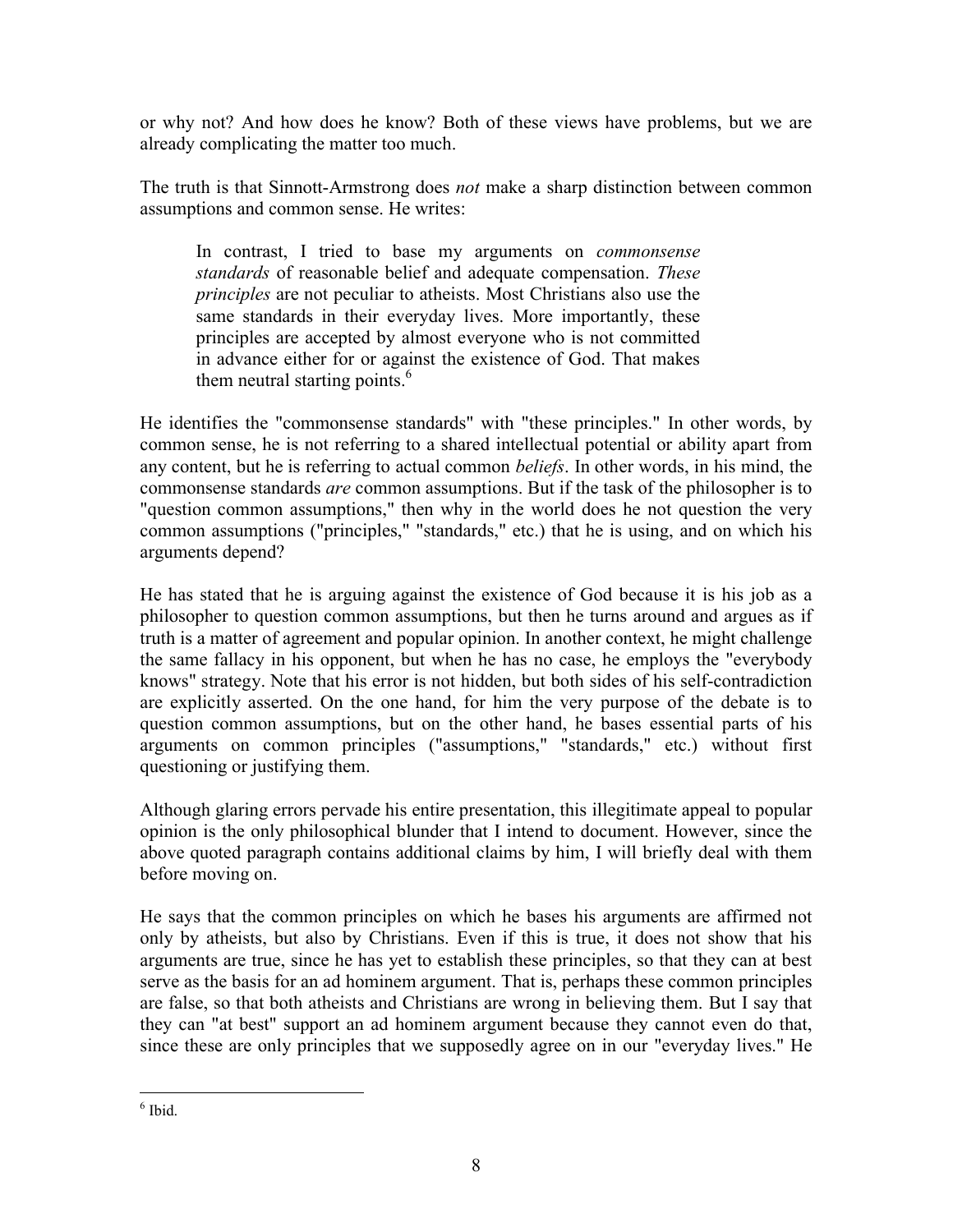or why not? And how does he know? Both of these views have problems, but we are already complicating the matter too much.

The truth is that Sinnott-Armstrong does *not* make a sharp distinction between common assumptions and common sense. He writes:

> In contrast, I tried to base my arguments on *commonsense standards* of reasonable belief and adequate compensation. *These principles* are not peculiar to atheists. Most Christians also use the same standards in their everyday lives. More importantly, these principles are accepted by almost everyone who is not committed in advance either for or against the existence of God. That makes them neutral starting points.[6]

He identifies the "commonsense standards" with "these principles." In other words, by common sense, he is not referring to a shared intellectual potential or ability apart from any content, but he is referring to actual common *beliefs*. In other words, in his mind, the commonsense standards *are* common assumptions. But if the task of the philosopher is to "question common assumptions," then why in the world does he not question the very common assumptions ("principles," "standards," etc.) that he is using, and on which his arguments depend?

He has stated that he is arguing against the existence of God because it is his job as a philosopher to question common assumptions, but then he turns around and argues as if truth is a matter of agreement and popular opinion. In another context, he might challenge the same fallacy in his opponent, but when he has no case, he employs the "everybody knows" strategy. Note that his error is not hidden, but both sides of his self-contradiction are explicitly asserted. On the one hand, for him the very purpose of the debate is to question common assumptions, but on the other hand, he bases essential parts of his arguments on common principles ("assumptions," "standards," etc.) without first questioning or justifying them.

Although glaring errors pervade his entire presentation, this illegitimate appeal to popular opinion is the only philosophical blunder that I intend to document. However, since the above quoted paragraph contains additional claims by him, I will briefly deal with them before moving on.

He says that the common principles on which he bases his arguments are affirmed not only by atheists, but also by Christians. Even if this is true, it does not show that his arguments are true, since he has yet to establish these principles, so that they can at best serve as the basis for an ad hominem argument. That is, perhaps these common principles are false, so that both atheists and Christians are wrong in believing them. But I say that they can "at best" support an ad hominem argument because they cannot even do that, since these are only principles that we supposedly agree on in our "everyday lives." He

---

[6] Ibid.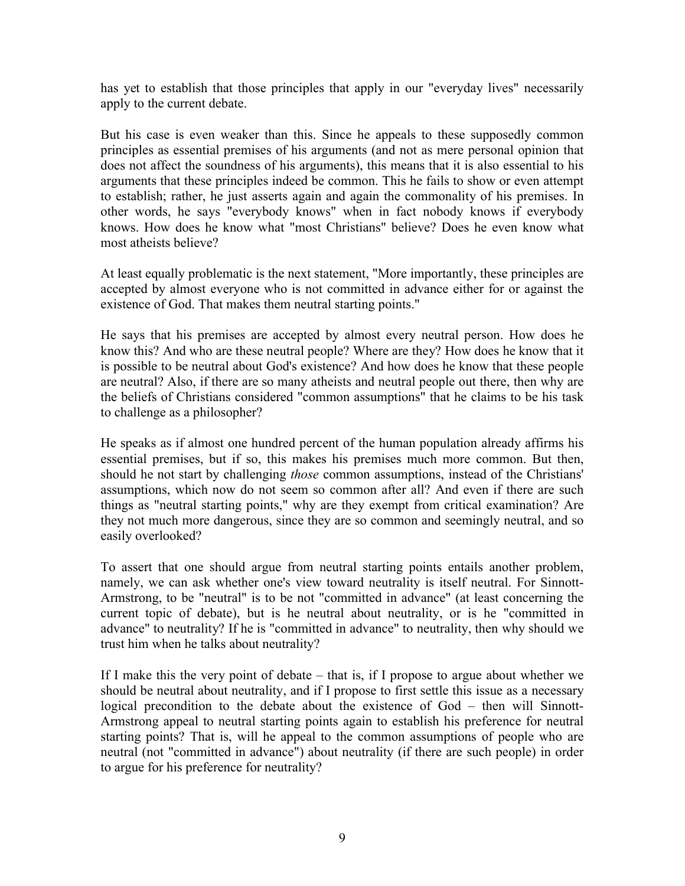has yet to establish that those principles that apply in our "everyday lives" necessarily apply to the current debate.

But his case is even weaker than this. Since he appeals to these supposedly common principles as essential premises of his arguments (and not as mere personal opinion that does not affect the soundness of his arguments), this means that it is also essential to his arguments that these principles indeed be common. This he fails to show or even attempt to establish; rather, he just asserts again and again the commonality of his premises. In other words, he says "everybody knows" when in fact nobody knows if everybody knows. How does he know what "most Christians" believe? Does he even know what most atheists believe?

At least equally problematic is the next statement, "More importantly, these principles are accepted by almost everyone who is not committed in advance either for or against the existence of God. That makes them neutral starting points."

He says that his premises are accepted by almost every neutral person. How does he know this? And who are these neutral people? Where are they? How does he know that it is possible to be neutral about God's existence? And how does he know that these people are neutral? Also, if there are so many atheists and neutral people out there, then why are the beliefs of Christians considered "common assumptions" that he claims to be his task to challenge as a philosopher?

He speaks as if almost one hundred percent of the human population already affirms his essential premises, but if so, this makes his premises much more common. But then, should he not start by challenging *those* common assumptions, instead of the Christians' assumptions, which now do not seem so common after all? And even if there are such things as "neutral starting points," why are they exempt from critical examination? Are they not much more dangerous, since they are so common and seemingly neutral, and so easily overlooked?

To assert that one should argue from neutral starting points entails another problem, namely, we can ask whether one's view toward neutrality is itself neutral. For Sinnott-Armstrong, to be "neutral" is to be not "committed in advance" (at least concerning the current topic of debate), but is he neutral about neutrality, or is he "committed in advance" to neutrality? If he is "committed in advance" to neutrality, then why should we trust him when he talks about neutrality?

If I make this the very point of debate – that is, if I propose to argue about whether we should be neutral about neutrality, and if I propose to first settle this issue as a necessary logical precondition to the debate about the existence of God – then will Sinnott-Armstrong appeal to neutral starting points again to establish his preference for neutral starting points? That is, will he appeal to the common assumptions of people who are neutral (not "committed in advance") about neutrality (if there are such people) in order to argue for his preference for neutrality?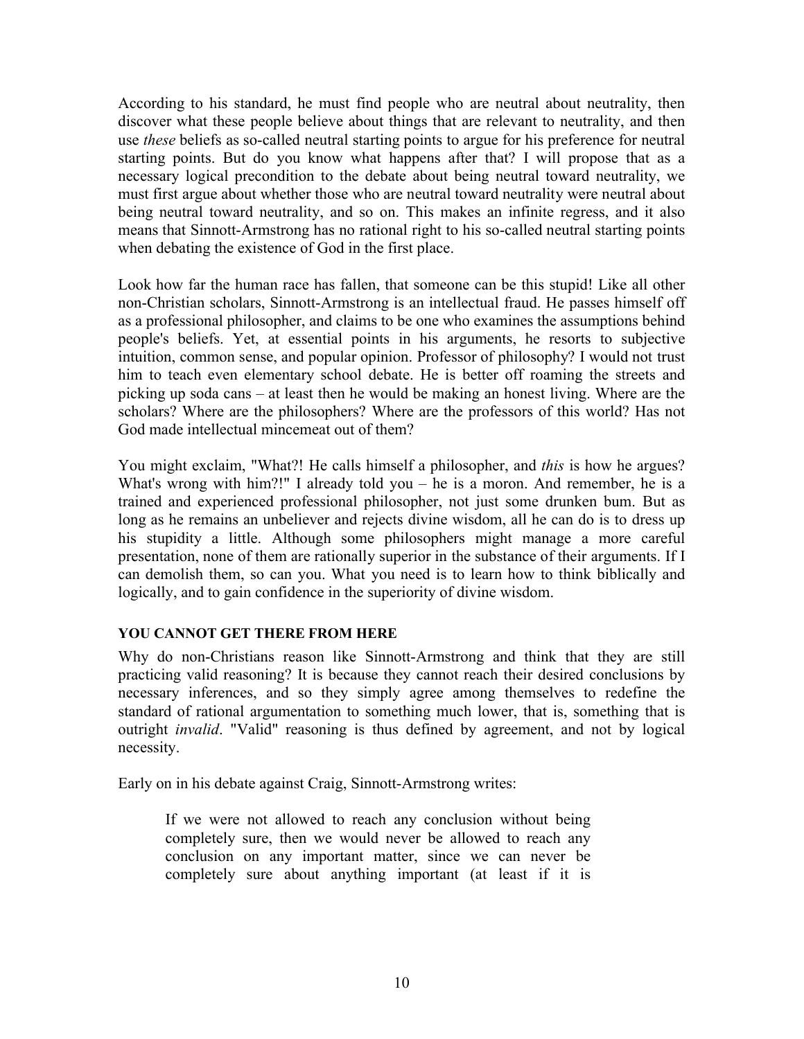According to his standard, he must find people who are neutral about neutrality, then discover what these people believe about things that are relevant to neutrality, and then use *these* beliefs as so-called neutral starting points to argue for his preference for neutral starting points. But do you know what happens after that? I will propose that as a necessary logical precondition to the debate about being neutral toward neutrality, we must first argue about whether those who are neutral toward neutrality were neutral about being neutral toward neutrality, and so on. This makes an infinite regress, and it also means that Sinnott-Armstrong has no rational right to his so-called neutral starting points when debating the existence of God in the first place.

Look how far the human race has fallen, that someone can be this stupid! Like all other non-Christian scholars, Sinnott-Armstrong is an intellectual fraud. He passes himself off as a professional philosopher, and claims to be one who examines the assumptions behind people's beliefs. Yet, at essential points in his arguments, he resorts to subjective intuition, common sense, and popular opinion. Professor of philosophy? I would not trust him to teach even elementary school debate. He is better off roaming the streets and picking up soda cans – at least then he would be making an honest living. Where are the scholars? Where are the philosophers? Where are the professors of this world? Has not God made intellectual mincemeat out of them?

You might exclaim, "What?! He calls himself a philosopher, and *this* is how he argues? What's wrong with him?!" I already told you – he is a moron. And remember, he is a trained and experienced professional philosopher, not just some drunken bum. But as long as he remains an unbeliever and rejects divine wisdom, all he can do is to dress up his stupidity a little. Although some philosophers might manage a more careful presentation, none of them are rationally superior in the substance of their arguments. If I can demolish them, so can you. What you need is to learn how to think biblically and logically, and to gain confidence in the superiority of divine wisdom.

### YOU CANNOT GET THERE FROM HERE

Why do non-Christians reason like Sinnott-Armstrong and think that they are still practicing valid reasoning? It is because they cannot reach their desired conclusions by necessary inferences, and so they simply agree among themselves to redefine the standard of rational argumentation to something much lower, that is, something that is outright *invalid*. "Valid" reasoning is thus defined by agreement, and not by logical necessity.

Early on in his debate against Craig, Sinnott-Armstrong writes:

> If we were not allowed to reach any conclusion without being completely sure, then we would never be allowed to reach any conclusion on any important matter, since we can never be completely sure about anything important (at least if it is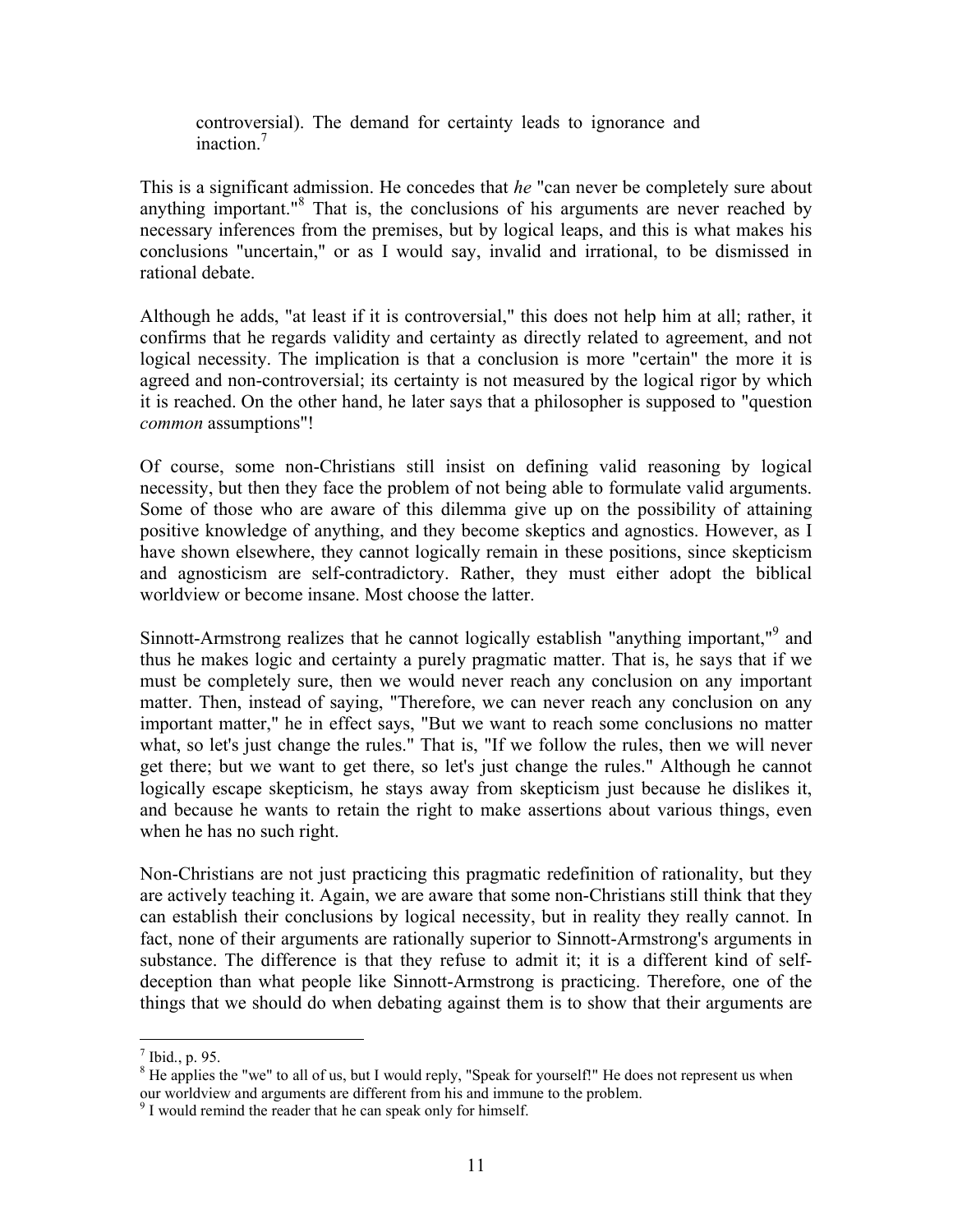> controversial). The demand for certainty leads to ignorance and inaction.[7]

This is a significant admission. He concedes that *he* "can never be completely sure about anything important."[8] That is, the conclusions of his arguments are never reached by necessary inferences from the premises, but by logical leaps, and this is what makes his conclusions "uncertain," or as I would say, invalid and irrational, to be dismissed in rational debate.

Although he adds, "at least if it is controversial," this does not help him at all; rather, it confirms that he regards validity and certainty as directly related to agreement, and not logical necessity. The implication is that a conclusion is more "certain" the more it is agreed and non-controversial; its certainty is not measured by the logical rigor by which it is reached. On the other hand, he later says that a philosopher is supposed to "question *common* assumptions"!

Of course, some non-Christians still insist on defining valid reasoning by logical necessity, but then they face the problem of not being able to formulate valid arguments. Some of those who are aware of this dilemma give up on the possibility of attaining positive knowledge of anything, and they become skeptics and agnostics. However, as I have shown elsewhere, they cannot logically remain in these positions, since skepticism and agnosticism are self-contradictory. Rather, they must either adopt the biblical worldview or become insane. Most choose the latter.

Sinnott-Armstrong realizes that he cannot logically establish "anything important,"[9] and thus he makes logic and certainty a purely pragmatic matter. That is, he says that if we must be completely sure, then we would never reach any conclusion on any important matter. Then, instead of saying, "Therefore, we can never reach any conclusion on any important matter," he in effect says, "But we want to reach some conclusions no matter what, so let's just change the rules." That is, "If we follow the rules, then we will never get there; but we want to get there, so let's just change the rules." Although he cannot logically escape skepticism, he stays away from skepticism just because he dislikes it, and because he wants to retain the right to make assertions about various things, even when he has no such right.

Non-Christians are not just practicing this pragmatic redefinition of rationality, but they are actively teaching it. Again, we are aware that some non-Christians still think that they can establish their conclusions by logical necessity, but in reality they really cannot. In fact, none of their arguments are rationally superior to Sinnott-Armstrong's arguments in substance. The difference is that they refuse to admit it; it is a different kind of self-deception than what people like Sinnott-Armstrong is practicing. Therefore, one of the things that we should do when debating against them is to show that their arguments are

---

[7] Ibid., p. 95.

[8] He applies the "we" to all of us, but I would reply, "Speak for yourself!" He does not represent us when our worldview and arguments are different from his and immune to the problem.

[9] I would remind the reader that he can speak only for himself.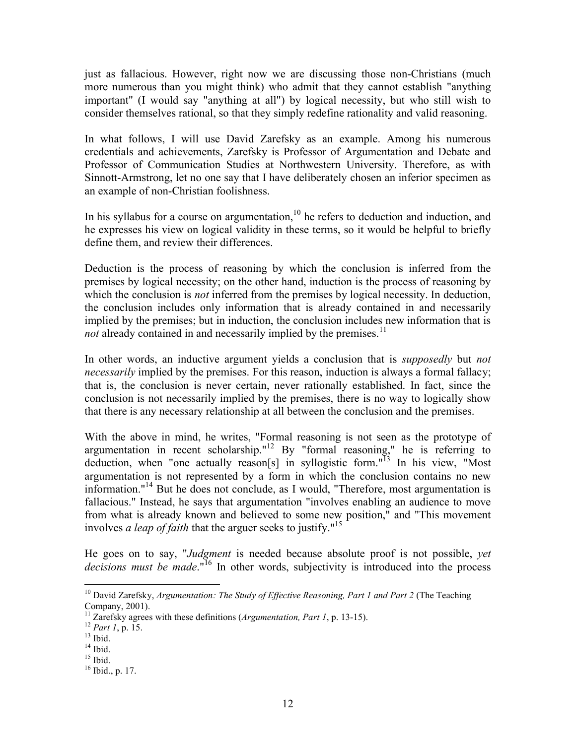just as fallacious. However, right now we are discussing those non-Christians (much more numerous than you might think) who admit that they cannot establish "anything important" (I would say "anything at all") by logical necessity, but who still wish to consider themselves rational, so that they simply redefine rationality and valid reasoning.

In what follows, I will use David Zarefsky as an example. Among his numerous credentials and achievements, Zarefsky is Professor of Argumentation and Debate and Professor of Communication Studies at Northwestern University. Therefore, as with Sinnott-Armstrong, let no one say that I have deliberately chosen an inferior specimen as an example of non-Christian foolishness.

In his syllabus for a course on argumentation,[10] he refers to deduction and induction, and he expresses his view on logical validity in these terms, so it would be helpful to briefly define them, and review their differences.

Deduction is the process of reasoning by which the conclusion is inferred from the premises by logical necessity; on the other hand, induction is the process of reasoning by which the conclusion is *not* inferred from the premises by logical necessity. In deduction, the conclusion includes only information that is already contained in and necessarily implied by the premises; but in induction, the conclusion includes new information that is *not* already contained in and necessarily implied by the premises.[11]

In other words, an inductive argument yields a conclusion that is *supposedly* but *not necessarily* implied by the premises. For this reason, induction is always a formal fallacy; that is, the conclusion is never certain, never rationally established. In fact, since the conclusion is not necessarily implied by the premises, there is no way to logically show that there is any necessary relationship at all between the conclusion and the premises.

With the above in mind, he writes, "Formal reasoning is not seen as the prototype of argumentation in recent scholarship."[12] By "formal reasoning," he is referring to deduction, when "one actually reason[s] in syllogistic form."[13] In his view, "Most argumentation is not represented by a form in which the conclusion contains no new information."[14] But he does not conclude, as I would, "Therefore, most argumentation is fallacious." Instead, he says that argumentation "involves enabling an audience to move from what is already known and believed to some new position," and "This movement involves *a leap of faith* that the arguer seeks to justify."[15]

He goes on to say, "*Judgment* is needed because absolute proof is not possible, *yet decisions must be made*."[16] In other words, subjectivity is introduced into the process

---

[10] David Zarefsky, *Argumentation: The Study of Effective Reasoning, Part 1 and Part 2* (The Teaching Company, 2001).

[11] Zarefsky agrees with these definitions (*Argumentation, Part 1*, p. 13-15).

[12] *Part 1*, p. 15.

[13] Ibid.

[14] Ibid.

[15] Ibid.

[16] Ibid., p. 17.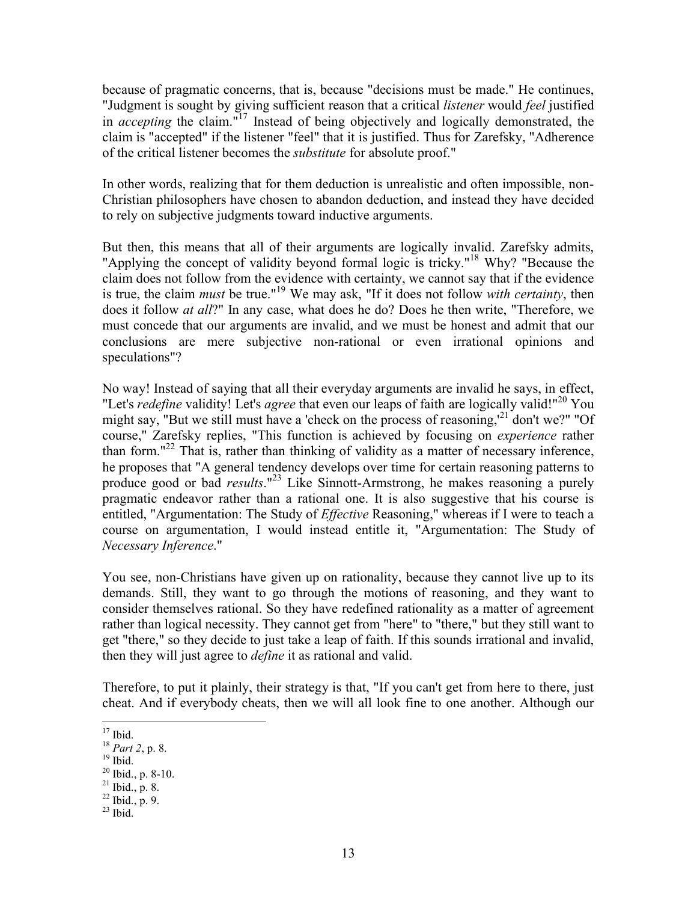because of pragmatic concerns, that is, because "decisions must be made." He continues, "Judgment is sought by giving sufficient reason that a critical *listener* would *feel* justified in *accepting* the claim."[17] Instead of being objectively and logically demonstrated, the claim is "accepted" if the listener "feel" that it is justified. Thus for Zarefsky, "Adherence of the critical listener becomes the *substitute* for absolute proof."

In other words, realizing that for them deduction is unrealistic and often impossible, non-Christian philosophers have chosen to abandon deduction, and instead they have decided to rely on subjective judgments toward inductive arguments.

But then, this means that all of their arguments are logically invalid. Zarefsky admits, "Applying the concept of validity beyond formal logic is tricky."[18] Why? "Because the claim does not follow from the evidence with certainty, we cannot say that if the evidence is true, the claim *must* be true."[19] We may ask, "If it does not follow *with certainty*, then does it follow *at all*?" In any case, what does he do? Does he then write, "Therefore, we must concede that our arguments are invalid, and we must be honest and admit that our conclusions are mere subjective non-rational or even irrational opinions and speculations"?

No way! Instead of saying that all their everyday arguments are invalid he says, in effect, "Let's *redefine* validity! Let's *agree* that even our leaps of faith are logically valid!"[20] You might say, "But we still must have a 'check on the process of reasoning,'[21] don't we?" "Of course," Zarefsky replies, "This function is achieved by focusing on *experience* rather than form."[22] That is, rather than thinking of validity as a matter of necessary inference, he proposes that "A general tendency develops over time for certain reasoning patterns to produce good or bad *results*."[23] Like Sinnott-Armstrong, he makes reasoning a purely pragmatic endeavor rather than a rational one. It is also suggestive that his course is entitled, "Argumentation: The Study of *Effective* Reasoning," whereas if I were to teach a course on argumentation, I would instead entitle it, "Argumentation: The Study of *Necessary Inference*."

You see, non-Christians have given up on rationality, because they cannot live up to its demands. Still, they want to go through the motions of reasoning, and they want to consider themselves rational. So they have redefined rationality as a matter of agreement rather than logical necessity. They cannot get from "here" to "there," but they still want to get "there," so they decide to just take a leap of faith. If this sounds irrational and invalid, then they will just agree to *define* it as rational and valid.

Therefore, to put it plainly, their strategy is that, "If you can't get from here to there, just cheat. And if everybody cheats, then we will all look fine to one another. Although our

---

[17] Ibid.
[18] *Part 2*, p. 8.
[19] Ibid.
[20] Ibid., p. 8-10.
[21] Ibid., p. 8.
[22] Ibid., p. 9.
[23] Ibid.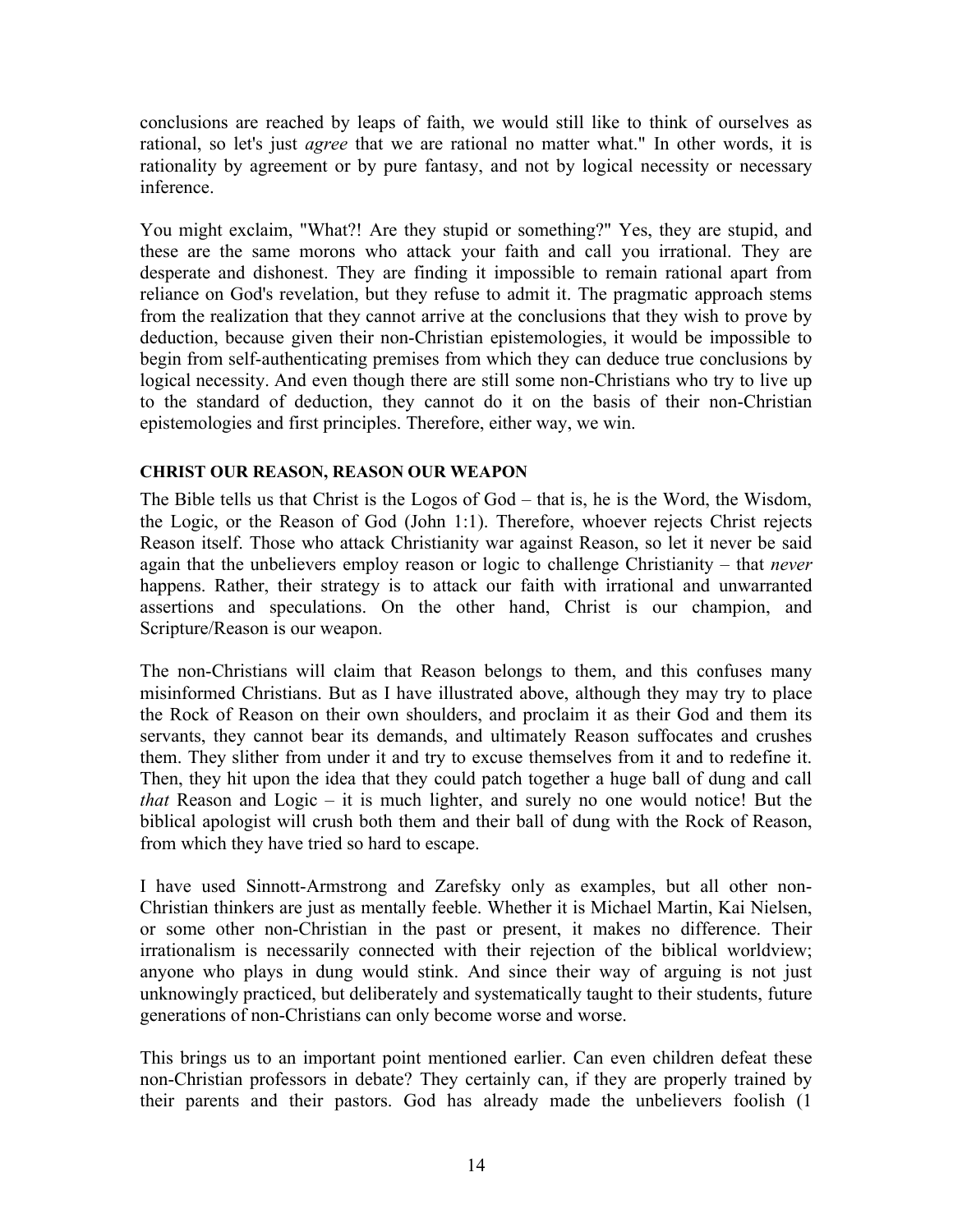conclusions are reached by leaps of faith, we would still like to think of ourselves as rational, so let's just *agree* that we are rational no matter what." In other words, it is rationality by agreement or by pure fantasy, and not by logical necessity or necessary inference.

You might exclaim, "What?! Are they stupid or something?" Yes, they are stupid, and these are the same morons who attack your faith and call you irrational. They are desperate and dishonest. They are finding it impossible to remain rational apart from reliance on God's revelation, but they refuse to admit it. The pragmatic approach stems from the realization that they cannot arrive at the conclusions that they wish to prove by deduction, because given their non-Christian epistemologies, it would be impossible to begin from self-authenticating premises from which they can deduce true conclusions by logical necessity. And even though there are still some non-Christians who try to live up to the standard of deduction, they cannot do it on the basis of their non-Christian epistemologies and first principles. Therefore, either way, we win.

**CHRIST OUR REASON, REASON OUR WEAPON**

The Bible tells us that Christ is the Logos of God – that is, he is the Word, the Wisdom, the Logic, or the Reason of God (John 1:1). Therefore, whoever rejects Christ rejects Reason itself. Those who attack Christianity war against Reason, so let it never be said again that the unbelievers employ reason or logic to challenge Christianity – that *never* happens. Rather, their strategy is to attack our faith with irrational and unwarranted assertions and speculations. On the other hand, Christ is our champion, and Scripture/Reason is our weapon.

The non-Christians will claim that Reason belongs to them, and this confuses many misinformed Christians. But as I have illustrated above, although they may try to place the Rock of Reason on their own shoulders, and proclaim it as their God and them its servants, they cannot bear its demands, and ultimately Reason suffocates and crushes them. They slither from under it and try to excuse themselves from it and to redefine it. Then, they hit upon the idea that they could patch together a huge ball of dung and call *that* Reason and Logic – it is much lighter, and surely no one would notice! But the biblical apologist will crush both them and their ball of dung with the Rock of Reason, from which they have tried so hard to escape.

I have used Sinnott-Armstrong and Zarefsky only as examples, but all other non-Christian thinkers are just as mentally feeble. Whether it is Michael Martin, Kai Nielsen, or some other non-Christian in the past or present, it makes no difference. Their irrationalism is necessarily connected with their rejection of the biblical worldview; anyone who plays in dung would stink. And since their way of arguing is not just unknowingly practiced, but deliberately and systematically taught to their students, future generations of non-Christians can only become worse and worse.

This brings us to an important point mentioned earlier. Can even children defeat these non-Christian professors in debate? They certainly can, if they are properly trained by their parents and their pastors. God has already made the unbelievers foolish (1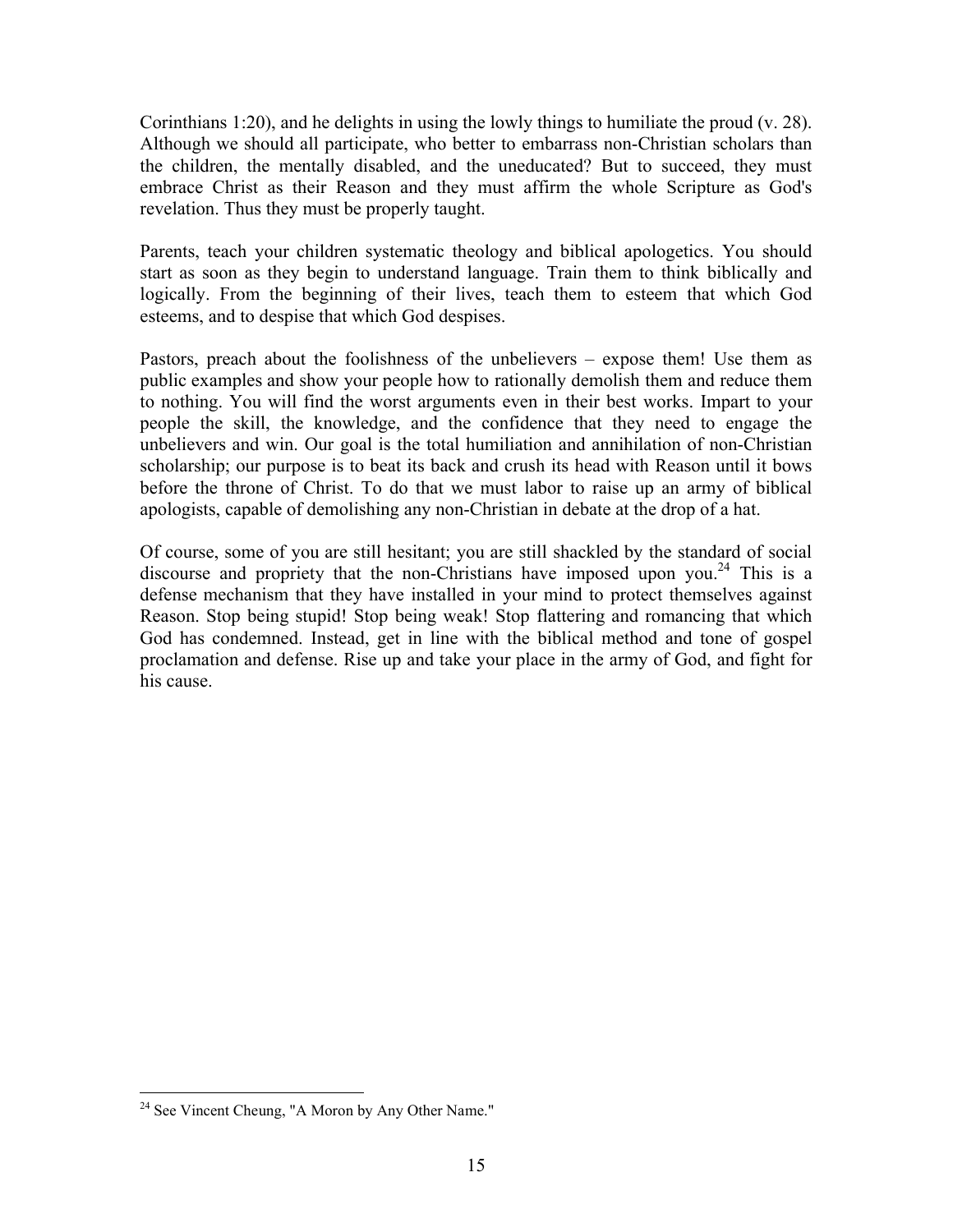Corinthians 1:20), and he delights in using the lowly things to humiliate the proud (v. 28). Although we should all participate, who better to embarrass non-Christian scholars than the children, the mentally disabled, and the uneducated? But to succeed, they must embrace Christ as their Reason and they must affirm the whole Scripture as God's revelation. Thus they must be properly taught.

Parents, teach your children systematic theology and biblical apologetics. You should start as soon as they begin to understand language. Train them to think biblically and logically. From the beginning of their lives, teach them to esteem that which God esteems, and to despise that which God despises.

Pastors, preach about the foolishness of the unbelievers – expose them! Use them as public examples and show your people how to rationally demolish them and reduce them to nothing. You will find the worst arguments even in their best works. Impart to your people the skill, the knowledge, and the confidence that they need to engage the unbelievers and win. Our goal is the total humiliation and annihilation of non-Christian scholarship; our purpose is to beat its back and crush its head with Reason until it bows before the throne of Christ. To do that we must labor to raise up an army of biblical apologists, capable of demolishing any non-Christian in debate at the drop of a hat.

Of course, some of you are still hesitant; you are still shackled by the standard of social discourse and propriety that the non-Christians have imposed upon you.[24] This is a defense mechanism that they have installed in your mind to protect themselves against Reason. Stop being stupid! Stop being weak! Stop flattering and romancing that which God has condemned. Instead, get in line with the biblical method and tone of gospel proclamation and defense. Rise up and take your place in the army of God, and fight for his cause.

[24] See Vincent Cheung, "A Moron by Any Other Name."